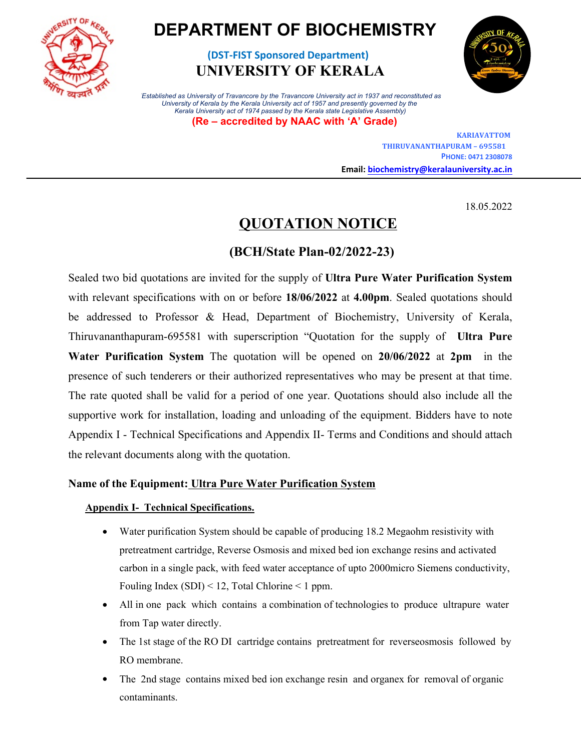# DEPARTMENT OF BIOCHEMISTRY

**(DST-FIST Sponsored Department)**

**UNIVERSITY OF KERALA**

*Established as University of Travancore by the Travancore University act in 1937 and reconstituted as University of Kerala by the Kerala University act of 1957 and presently governed by the Kerala University act of 1974 passed by the Kerala state Legislative Assembly)*

**(Re – accredited by NAAC with 'A' Grade)**

KARIAVATTOM
THIRUVANANTHAPURAM – 695581
PHONE: 0471 2308078
**Email:** biochemistry@keralauniversity.ac.in

18.05.2022

## QUOTATION NOTICE

### (BCH/State Plan-02/2022-23)

Sealed two bid quotations are invited for the supply of **Ultra Pure Water Purification System** with relevant specifications with on or before **18/06/2022** at **4.00pm**. Sealed quotations should be addressed to Professor & Head, Department of Biochemistry, University of Kerala, Thiruvananthapuram-695581 with superscription "Quotation for the supply of **Ultra Pure Water Purification System** The quotation will be opened on **20/06/2022** at **2pm** in the presence of such tenderers or their authorized representatives who may be present at that time. The rate quoted shall be valid for a period of one year. Quotations should also include all the supportive work for installation, loading and unloading of the equipment. Bidders have to note Appendix I - Technical Specifications and Appendix II- Terms and Conditions and should attach the relevant documents along with the quotation.

**Name of the Equipment: Ultra Pure Water Purification System**

**Appendix I- Technical Specifications.**

- Water purification System should be capable of producing 18.2 Megaohm resistivity with pretreatment cartridge, Reverse Osmosis and mixed bed ion exchange resins and activated carbon in a single pack, with feed water acceptance of upto 2000micro Siemens conductivity, Fouling Index (SDI) < 12, Total Chlorine < 1 ppm.
- All in one pack which contains a combination of technologies to produce ultrapure water from Tap water directly.
- The 1st stage of the RO DI cartridge contains pretreatment for reverseosmosis followed by RO membrane.
- The 2nd stage contains mixed bed ion exchange resin and organex for removal of organic contaminants.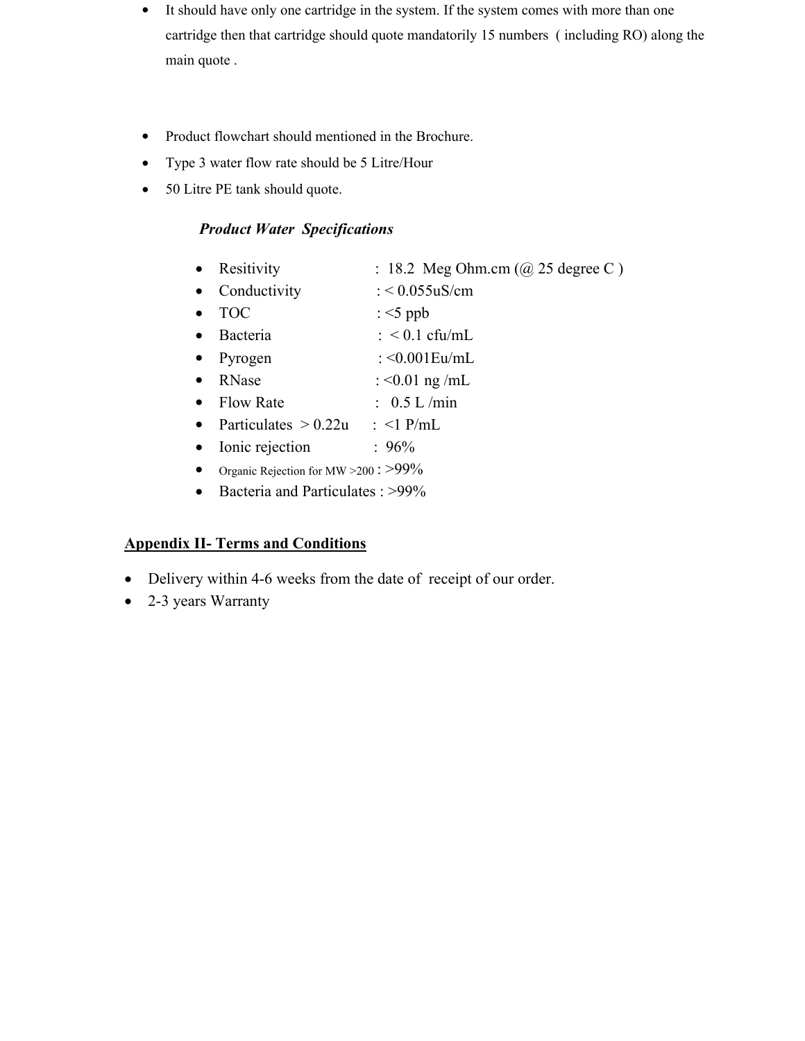- It should have only one cartridge in the system. If the system comes with more than one cartridge then that cartridge should quote mandatorily 15 numbers ( including RO) along the main quote .

- Product flowchart should mentioned in the Brochure.
- Type 3 water flow rate should be 5 Litre/Hour
- 50 Litre PE tank should quote.

***Product Water Specifications***

- Resitivity : 18.2 Meg Ohm.cm (@ 25 degree C )
- Conductivity : < 0.055uS/cm
- TOC : <5 ppb
- Bacteria : < 0.1 cfu/mL
- Pyrogen : <0.001Eu/mL
- RNase : <0.01 ng /mL
- Flow Rate : 0.5 L /min
- Particulates > 0.22u : <1 P/mL
- Ionic rejection : 96%
- Organic Rejection for MW >200 : >99%
- Bacteria and Particulates : >99%

**Appendix II- Terms and Conditions**

- Delivery within 4-6 weeks from the date of receipt of our order.
- 2-3 years Warranty